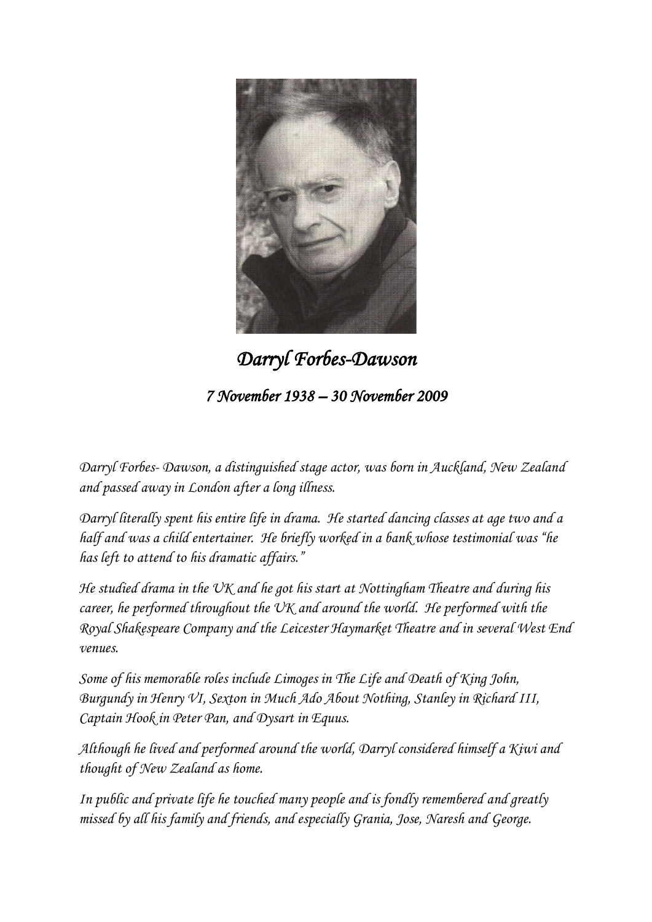# *Darryl Forbes-Dawson*

## *7 November 1938 – 30 November 2009*

*Darryl Forbes- Dawson, a distinguished stage actor, was born in Auckland, New Zealand and passed away in London after a long illness.*

*Darryl literally spent his entire life in drama. He started dancing classes at age two and a half and was a child entertainer. He briefly worked in a bank whose testimonial was "he has left to attend to his dramatic affairs."*

*He studied drama in the UK and he got his start at Nottingham Theatre and during his career, he performed throughout the UK and around the world. He performed with the Royal Shakespeare Company and the Leicester Haymarket Theatre and in several West End venues.*

*Some of his memorable roles include Limoges in The Life and Death of King John, Burgundy in Henry VI, Sexton in Much Ado About Nothing, Stanley in Richard III, Captain Hook in Peter Pan, and Dysart in Equus.*

*Although he lived and performed around the world, Darryl considered himself a Kiwi and thought of New Zealand as home.*

*In public and private life he touched many people and is fondly remembered and greatly missed by all his family and friends, and especially Grania, Jose, Naresh and George.*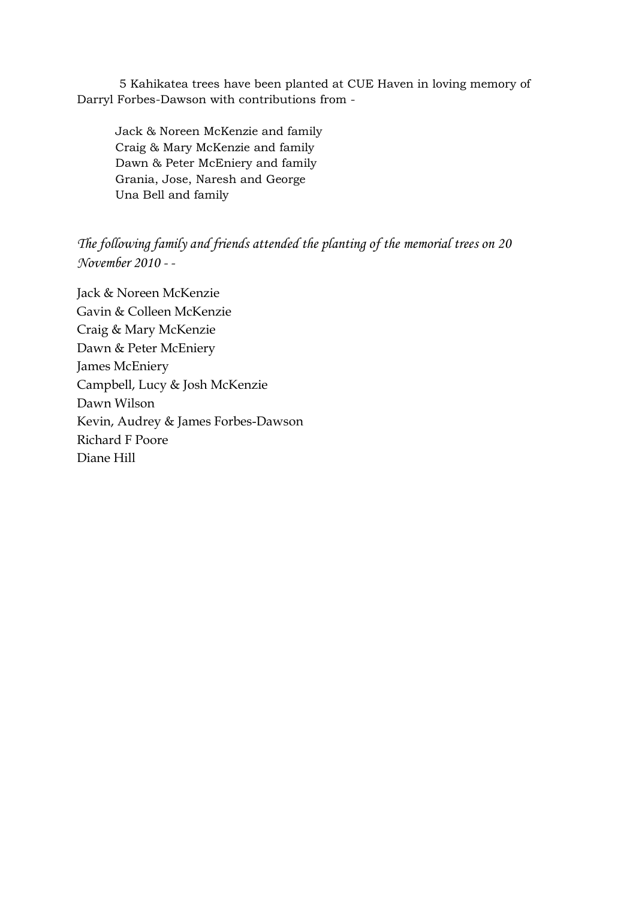5 Kahikatea trees have been planted at CUE Haven in loving memory of Darryl Forbes-Dawson with contributions from -

Jack & Noreen McKenzie and family
Craig & Mary McKenzie and family
Dawn & Peter McEniery and family
Grania, Jose, Naresh and George
Una Bell and family

*The following family and friends attended the planting of the memorial trees on 20 November 2010 - -*

Jack & Noreen McKenzie
Gavin & Colleen McKenzie
Craig & Mary McKenzie
Dawn & Peter McEniery
James McEniery
Campbell, Lucy & Josh McKenzie
Dawn Wilson
Kevin, Audrey & James Forbes-Dawson
Richard F Poore
Diane Hill